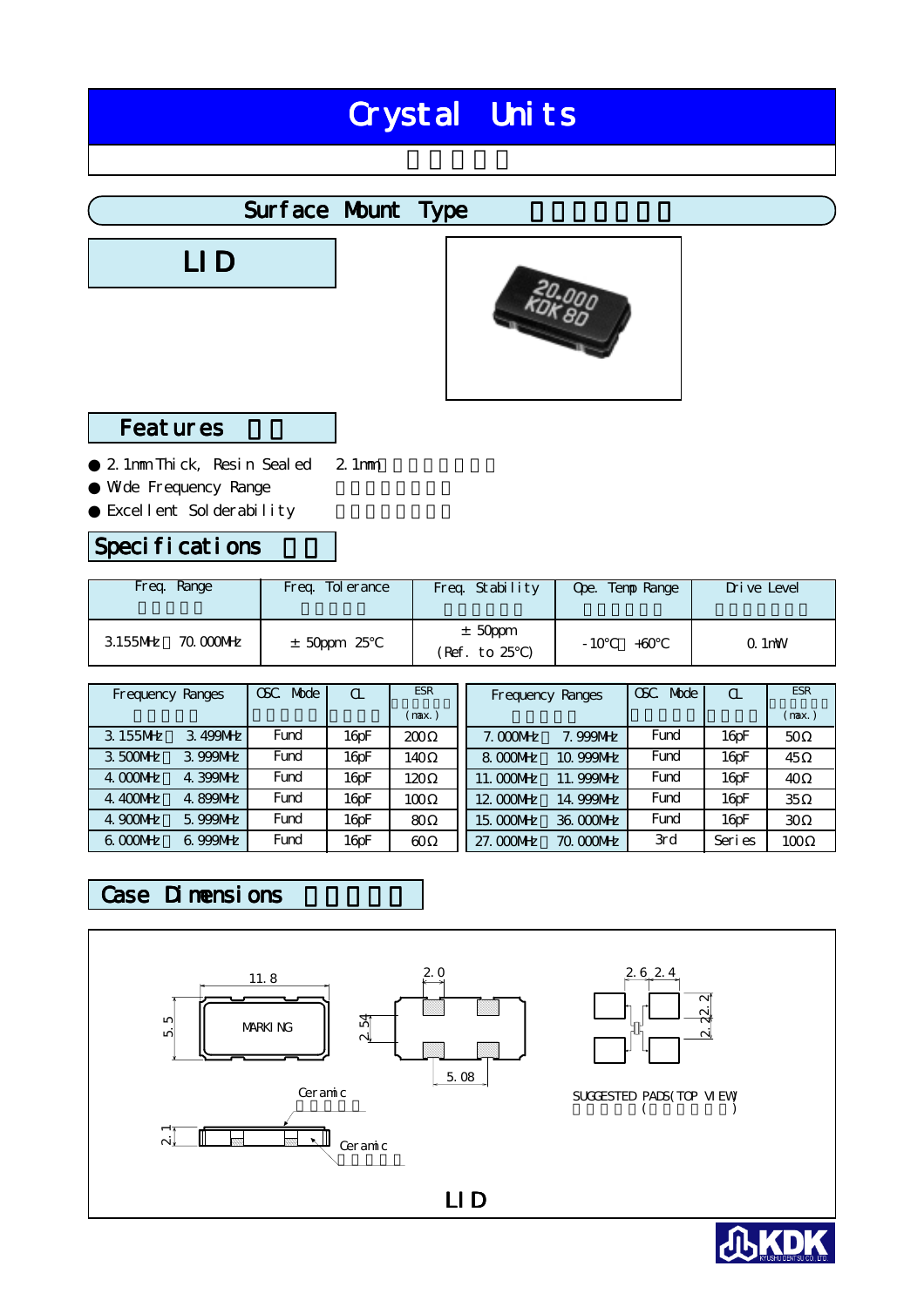# Crystal Units

## Surface Mount Type

### LID

### Features

- 2.1mm Thick, Resin Sealed　　2.1mm
- Wide Frequency Range
- Excellent Solderability

### Specifications

| Freq. Range | Freq. Tolerance | Freq. Stability | Ope. Temp Range | Drive Level |
|---|---|---|---|---|
| 3.155MHz　70.000MHz | ±50ppm 25°C | ±50ppm (Ref. to 25°C) | -10°C　+60°C | 0.1mW |

| Frequency Ranges | OSC Mode | CL | ESR (max.) |
|---|---|---|---|
| 3.155MHz　3.499MHz | Fund | 16pF | 200Ω |
| 3.500MHz　3.999MHz | Fund | 16pF | 140Ω |
| 4.000MHz　4.399MHz | Fund | 16pF | 120Ω |
| 4.400MHz　4.899MHz | Fund | 16pF | 100Ω |
| 4.900MHz　5.999MHz | Fund | 16pF | 80Ω |
| 6.000MHz　6.999MHz | Fund | 16pF | 60Ω |
| 7.000MHz　7.999MHz | Fund | 16pF | 50Ω |
| 8.000MHz　10.999MHz | Fund | 16pF | 45Ω |
| 11.000MHz　11.999MHz | Fund | 16pF | 40Ω |
| 12.000MHz　14.999MHz | Fund | 16pF | 35Ω |
| 15.000MHz　36.000MHz | Fund | 16pF | 30Ω |
| 27.000MHz　70.000MHz | 3rd | Series | 100Ω |

### Case Dimensions

11.8　5.5　MARKING　2.0　2.54　5.08　2.6　2.4　2.2　2.2

Ceramic　2.1　Ceramic

SUGGESTED PADS (TOP VIEW)

LID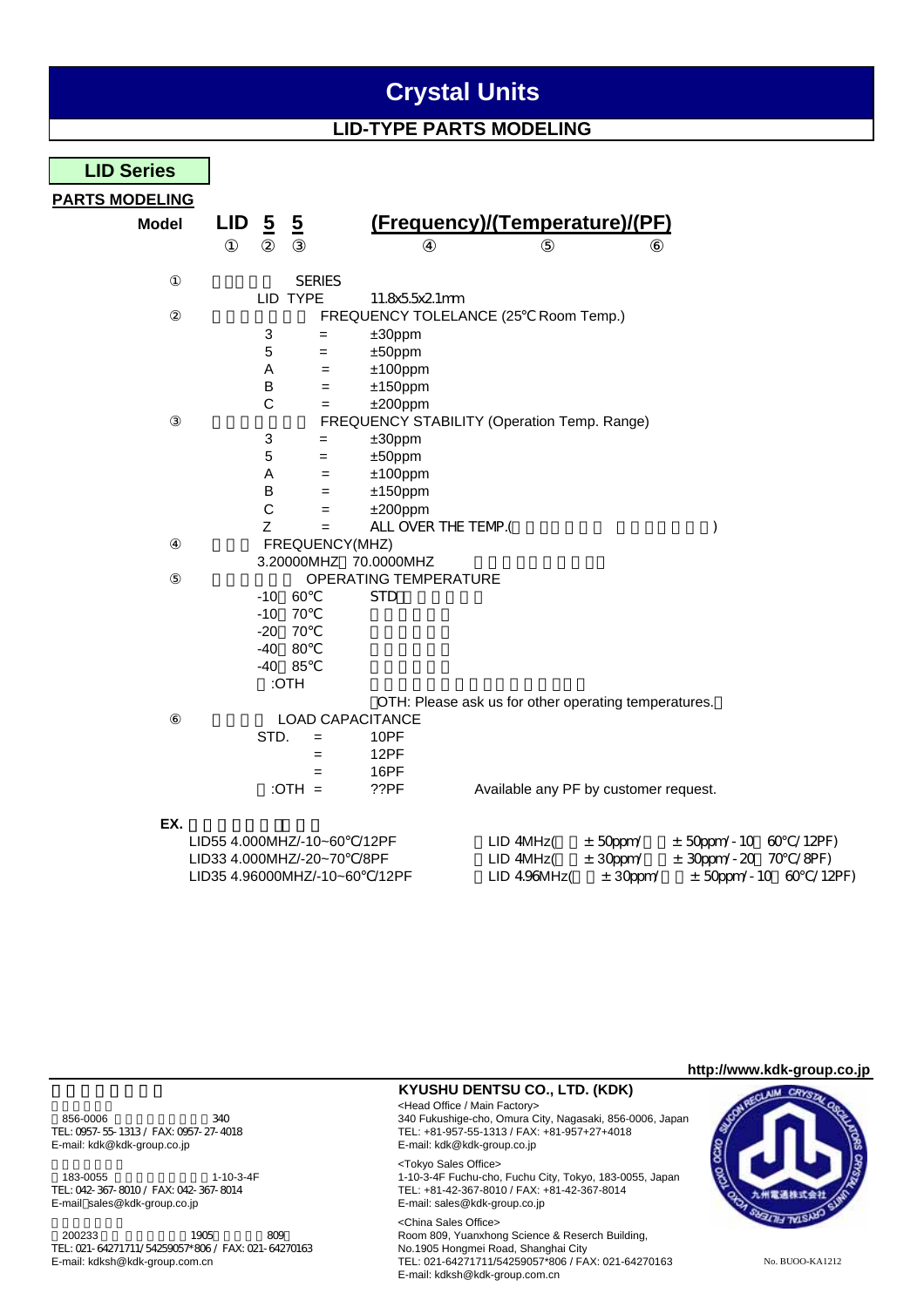# Crystal Units

## LID-TYPE PARTS MODELING

### LID Series

**PARTS MODELING**

**Model** **LID 5 5 (Frequency)/(Temperature)/(PF)**

① ② ③ ④ ⑤ ⑥

① SERIES
LID TYPE 11.8x5.5x2.1mm

② FREQUENCY TOLELANCE (25℃ Room Temp.)

| | | |
|---|---|---|
| 3 | = | ±30ppm |
| 5 | = | ±50ppm |
| A | = | ±100ppm |
| B | = | ±150ppm |
| C | = | ±200ppm |

③ FREQUENCY STABILITY (Operation Temp. Range)

| | | |
|---|---|---|
| 3 | = | ±30ppm |
| 5 | = | ±50ppm |
| A | = | ±100ppm |
| B | = | ±150ppm |
| C | = | ±200ppm |
| Z | = | ALL OVER THE TEMP.( ) |

④ FREQUENCY(MHZ)
3.20000MHZ 70.0000MHZ

⑤ OPERATING TEMPERATURE

| | |
|---|---|
| -10 60℃ | STD |
| -10 70℃ | |
| -20 70℃ | |
| -40 80℃ | |
| -40 85℃ | |
| :OTH | |

OTH: Please ask us for other operating temperatures.

⑥ LOAD CAPACITANCE

| | | | |
|---|---|---|---|
| STD. | = | 10PF | |
| | = | 12PF | |
| | = | 16PF | |
| :OTH | = | ??PF | Available any PF by customer request. |

**EX.**

| | |
|---|---|
| LID55 4.000MHZ/-10~60℃/12PF | LID 4MHz( ±50ppm/ ±50ppm/-10 60℃/12PF) |
| LID33 4.000MHZ/-20~70℃/8PF | LID 4MHz( ±30ppm/ ±30ppm/-20 70℃/8PF) |
| LID35 4.96000MHZ/-10~60℃/12PF | LID 4.96MHz( ±30ppm/ ±50ppm/-10 60℃/12PF) |

http://www.kdk-group.co.jp

856-0006 340
TEL: 0957-55-1313 / FAX: 0957-27-4018
E-mail: kdk@kdk-group.co.jp

183-0055 1-10-3-4F
TEL: 042-367-8010 / FAX: 042-367-8014
E-mail sales@kdk-group.co.jp

200233 1905 809
TEL: 021-64271711/54259057*806 / FAX: 021-64270163
E-mail: kdksh@kdk-group.com.cn

**KYUSHU DENTSU CO., LTD. (KDK)**

<Head Office / Main Factory>
340 Fukushige-cho, Omura City, Nagasaki, 856-0006, Japan
TEL: +81-957-55-1313 / FAX: +81-957+27+4018
E-mail: kdk@kdk-group.co.jp

<Tokyo Sales Office>
1-10-3-4F Fuchu-cho, Fuchu City, Tokyo, 183-0055, Japan
TEL: +81-42-367-8010 / FAX: +81-42-367-8014
E-mail: sales@kdk-group.co.jp

<China Sales Office>
Room 809, Yuanxhong Science & Reserch Building,
No.1905 Hongmei Road, Shanghai City
TEL: 021-64271711/54259057*806 / FAX: 021-64270163
E-mail: kdksh@kdk-group.com.cn

No. BUOO-KA1212